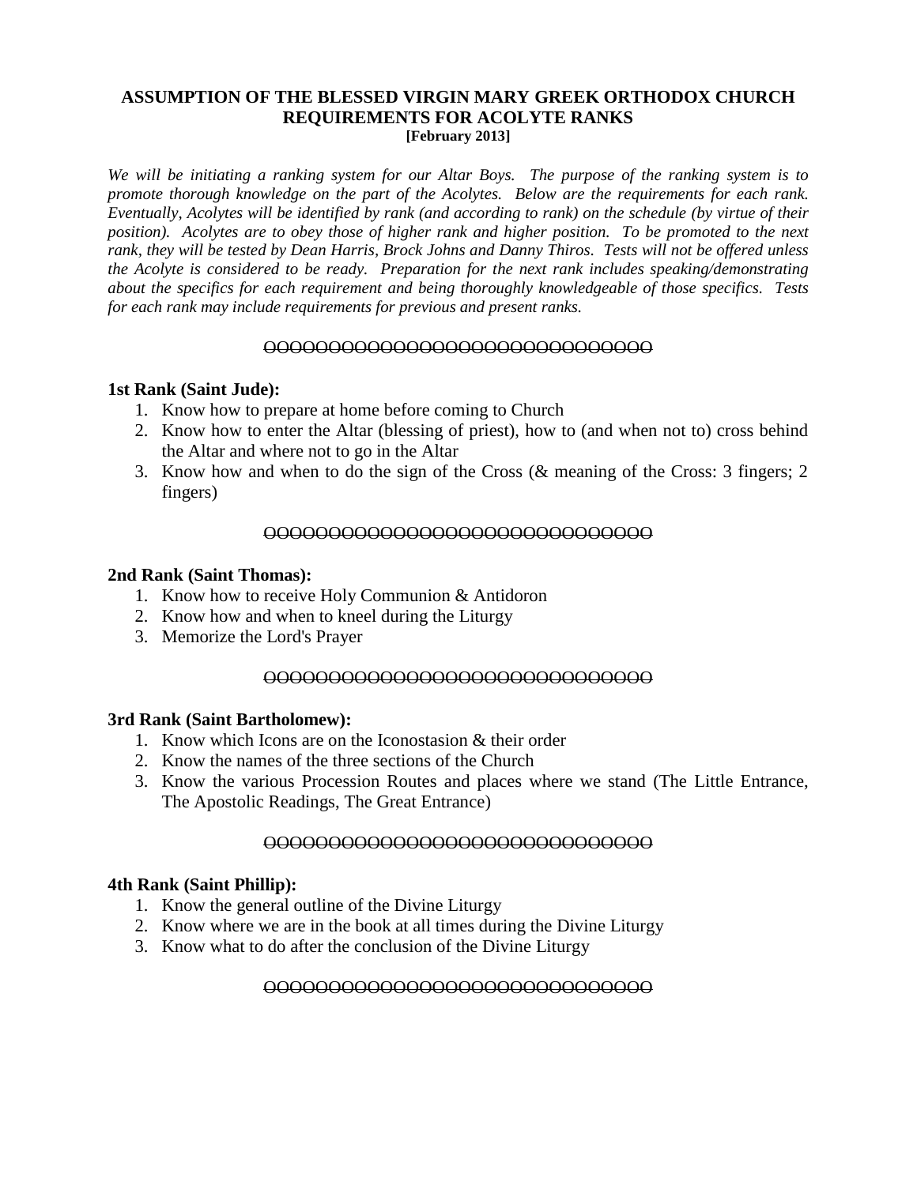**ASSUMPTION OF THE BLESSED VIRGIN MARY GREEK ORTHODOX CHURCH**
**REQUIREMENTS FOR ACOLYTE RANKS**
**[February 2013]**

*We will be initiating a ranking system for our Altar Boys. The purpose of the ranking system is to promote thorough knowledge on the part of the Acolytes. Below are the requirements for each rank. Eventually, Acolytes will be identified by rank (and according to rank) on the schedule (by virtue of their position). Acolytes are to obey those of higher rank and higher position. To be promoted to the next rank, they will be tested by Dean Harris, Brock Johns and Danny Thiros. Tests will not be offered unless the Acolyte is considered to be ready. Preparation for the next rank includes speaking/demonstrating about the specifics for each requirement and being thoroughly knowledgeable of those specifics. Tests for each rank may include requirements for previous and present ranks.*

ΘΟΟΟΟΟΟΟΟΟΟΟΟΟΟΟΟΟΟΟΟΟΟΟΟΟΟΟΟ

**1st Rank (Saint Jude):**

1. Know how to prepare at home before coming to Church
2. Know how to enter the Altar (blessing of priest), how to (and when not to) cross behind the Altar and where not to go in the Altar
3. Know how and when to do the sign of the Cross (& meaning of the Cross: 3 fingers; 2 fingers)

ΘΟΟΟΟΟΟΟΟΟΟΟΟΟΟΟΟΟΟΟΟΟΟΟΟΟΟΟΟ

**2nd Rank (Saint Thomas):**

1. Know how to receive Holy Communion & Antidoron
2. Know how and when to kneel during the Liturgy
3. Memorize the Lord's Prayer

ΘΟΟΟΟΟΟΟΟΟΟΟΟΟΟΟΟΟΟΟΟΟΟΟΟΟΟΟΟ

**3rd Rank (Saint Bartholomew):**

1. Know which Icons are on the Iconostasion & their order
2. Know the names of the three sections of the Church
3. Know the various Procession Routes and places where we stand (The Little Entrance, The Apostolic Readings, The Great Entrance)

ΘΟΟΟΟΟΟΟΟΟΟΟΟΟΟΟΟΟΟΟΟΟΟΟΟΟΟΟΟ

**4th Rank (Saint Phillip):**

1. Know the general outline of the Divine Liturgy
2. Know where we are in the book at all times during the Divine Liturgy
3. Know what to do after the conclusion of the Divine Liturgy

ΘΟΟΟΟΟΟΟΟΟΟΟΟΟΟΟΟΟΟΟΟΟΟΟΟΟΟΟΟ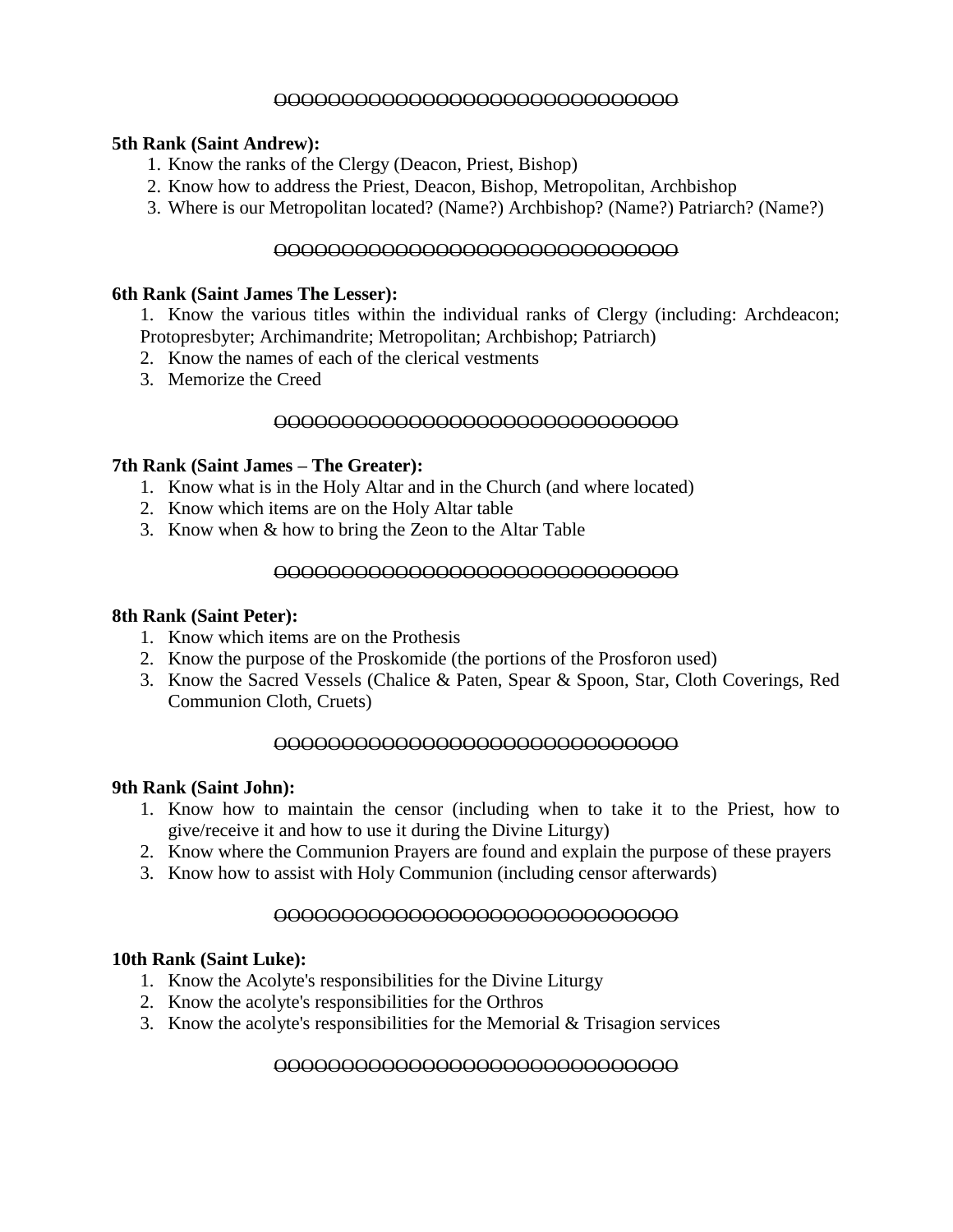ΘOOOOOOOOOOOOOOOOOOOOOOOOOOOOO

**5th Rank (Saint Andrew):**

1. Know the ranks of the Clergy (Deacon, Priest, Bishop)
2. Know how to address the Priest, Deacon, Bishop, Metropolitan, Archbishop
3. Where is our Metropolitan located? (Name?) Archbishop? (Name?) Patriarch? (Name?)

ΘOOOOOOOOOOOOOOOOOOOOOOOOOOOOO

**6th Rank (Saint James The Lesser):**

1. Know the various titles within the individual ranks of Clergy (including: Archdeacon; Protopresbyter; Archimandrite; Metropolitan; Archbishop; Patriarch)
2. Know the names of each of the clerical vestments
3. Memorize the Creed

ΘOOOOOOOOOOOOOOOOOOOOOOOOOOOOO

**7th Rank (Saint James – The Greater):**

1. Know what is in the Holy Altar and in the Church (and where located)
2. Know which items are on the Holy Altar table
3. Know when & how to bring the Zeon to the Altar Table

ΘOOOOOOOOOOOOOOOOOOOOOOOOOOOOO

**8th Rank (Saint Peter):**

1. Know which items are on the Prothesis
2. Know the purpose of the Proskomide (the portions of the Prosforon used)
3. Know the Sacred Vessels (Chalice & Paten, Spear & Spoon, Star, Cloth Coverings, Red Communion Cloth, Cruets)

ΘOOOOOOOOOOOOOOOOOOOOOOOOOOOOO

**9th Rank (Saint John):**

1. Know how to maintain the censor (including when to take it to the Priest, how to give/receive it and how to use it during the Divine Liturgy)
2. Know where the Communion Prayers are found and explain the purpose of these prayers
3. Know how to assist with Holy Communion (including censor afterwards)

ΘOOOOOOOOOOOOOOOOOOOOOOOOOOOOO

**10th Rank (Saint Luke):**

1. Know the Acolyte's responsibilities for the Divine Liturgy
2. Know the acolyte's responsibilities for the Orthros
3. Know the acolyte's responsibilities for the Memorial & Trisagion services

ΘOOOOOOOOOOOOOOOOOOOOOOOOOOOOO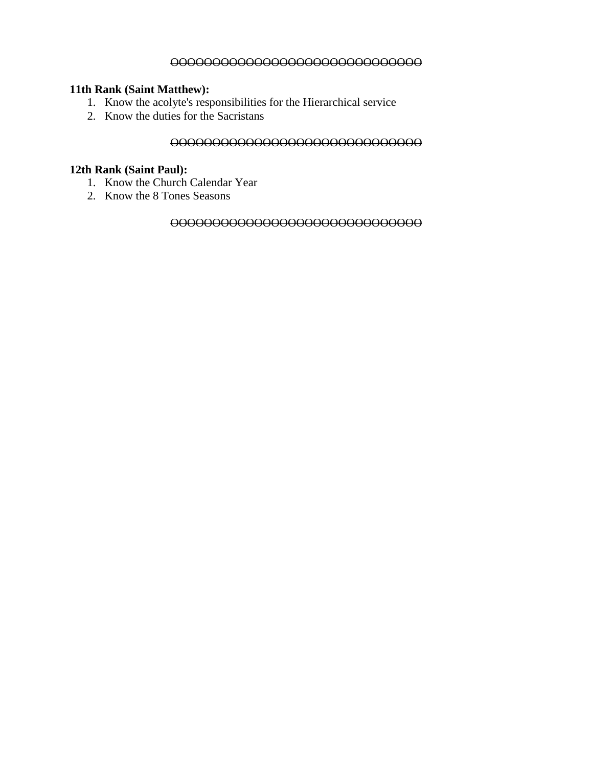~~OOOOOOOOOOOOOOOOOOOOOOOOOOOOO~~

**11th Rank (Saint Matthew):**

1. Know the acolyte's responsibilities for the Hierarchical service
2. Know the duties for the Sacristans

~~OOOOOOOOOOOOOOOOOOOOOOOOOOOOO~~

**12th Rank (Saint Paul):**

1. Know the Church Calendar Year
2. Know the 8 Tones Seasons

~~OOOOOOOOOOOOOOOOOOOOOOOOOOOOO~~